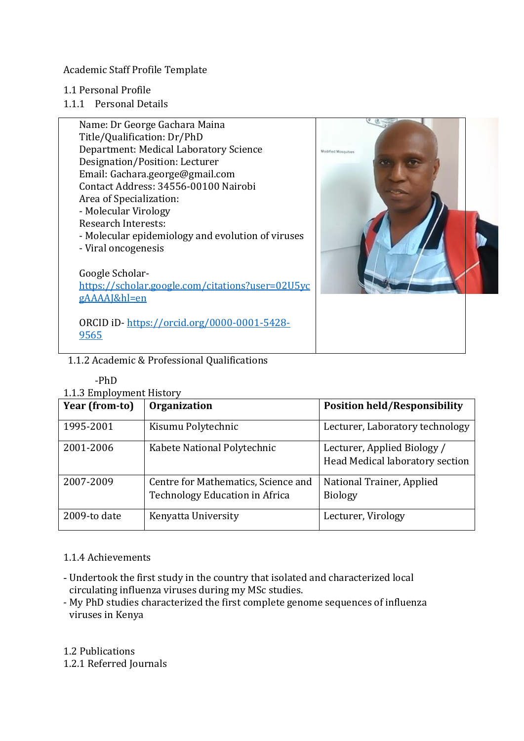Academic Staff Profile Template

## 1.1 Personal Profile

### 1.1.1 Personal Details

Name: Dr George Gachara Maina
Title/Qualification: Dr/PhD
Department: Medical Laboratory Science
Designation/Position: Lecturer
Email: Gachara.george@gmail.com
Contact Address: 34556-00100 Nairobi
Area of Specialization:
- Molecular Virology

Research Interests:
- Molecular epidemiology and evolution of viruses
- Viral oncogenesis

Google Scholar- [https://scholar.google.com/citations?user=02U5ycgAAAAJ&hl=en](https://scholar.google.com/citations?user=02U5ycgAAAAJ&hl=en)

ORCID iD- [https://orcid.org/0000-0001-5428-9565](https://orcid.org/0000-0001-5428-9565)

### 1.1.2 Academic & Professional Qualifications

-PhD

### 1.1.3 Employment History

| Year (from-to) | Organization | Position held/Responsibility |
|---|---|---|
| 1995-2001 | Kisumu Polytechnic | Lecturer, Laboratory technology |
| 2001-2006 | Kabete National Polytechnic | Lecturer, Applied Biology / Head Medical laboratory section |
| 2007-2009 | Centre for Mathematics, Science and Technology Education in Africa | National Trainer, Applied Biology |
| 2009-to date | Kenyatta University | Lecturer, Virology |

### 1.1.4 Achievements

- Undertook the first study in the country that isolated and characterized local circulating influenza viruses during my MSc studies.
- My PhD studies characterized the first complete genome sequences of influenza viruses in Kenya

## 1.2 Publications

### 1.2.1 Referred Journals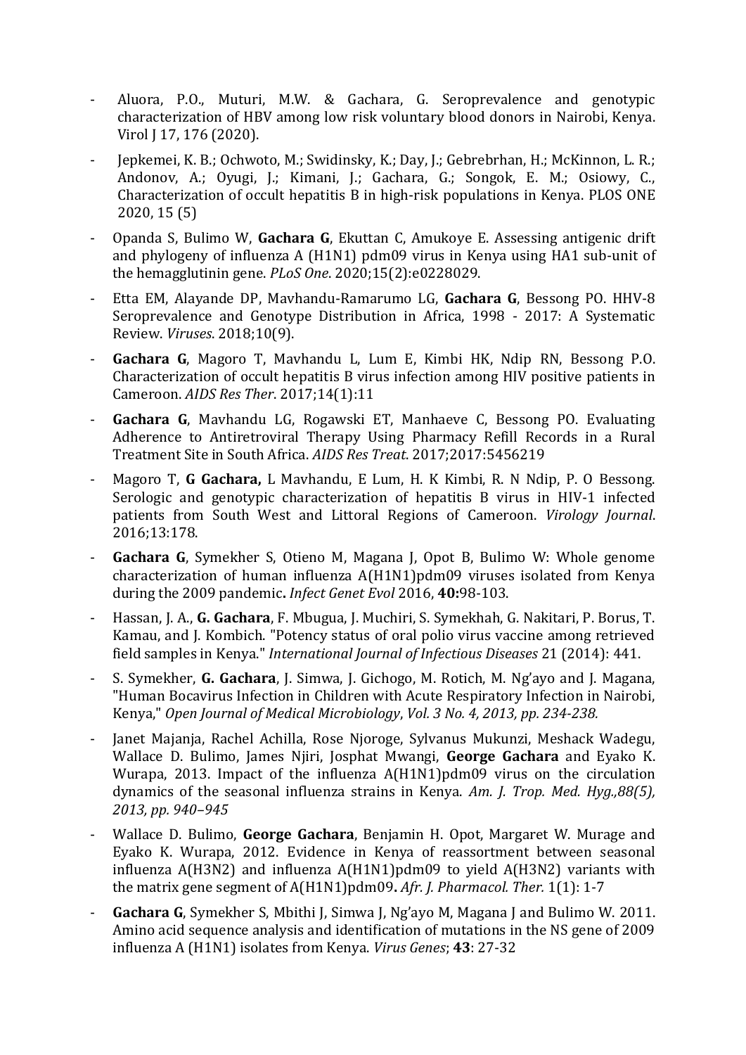- Aluora, P.O., Muturi, M.W. & Gachara, G. Seroprevalence and genotypic characterization of HBV among low risk voluntary blood donors in Nairobi, Kenya. Virol J 17, 176 (2020).

- Jepkemei, K. B.; Ochwoto, M.; Swidinsky, K.; Day, J.; Gebrebrhan, H.; McKinnon, L. R.; Andonov, A.; Oyugi, J.; Kimani, J.; Gachara, G.; Songok, E. M.; Osiowy, C., Characterization of occult hepatitis B in high-risk populations in Kenya. PLOS ONE 2020, 15 (5)

- Opanda S, Bulimo W, **Gachara G**, Ekuttan C, Amukoye E. Assessing antigenic drift and phylogeny of influenza A (H1N1) pdm09 virus in Kenya using HA1 sub-unit of the hemagglutinin gene. *PLoS One*. 2020;15(2):e0228029.

- Etta EM, Alayande DP, Mavhandu-Ramarumo LG, **Gachara G**, Bessong PO. HHV-8 Seroprevalence and Genotype Distribution in Africa, 1998 - 2017: A Systematic Review. *Viruses*. 2018;10(9).

- **Gachara G**, Magoro T, Mavhandu L, Lum E, Kimbi HK, Ndip RN, Bessong P.O. Characterization of occult hepatitis B virus infection among HIV positive patients in Cameroon. *AIDS Res Ther*. 2017;14(1):11

- **Gachara G**, Mavhandu LG, Rogawski ET, Manhaeve C, Bessong PO. Evaluating Adherence to Antiretroviral Therapy Using Pharmacy Refill Records in a Rural Treatment Site in South Africa. *AIDS Res Treat*. 2017;2017:5456219

- Magoro T, **G Gachara,** L Mavhandu, E Lum, H. K Kimbi, R. N Ndip, P. O Bessong. Serologic and genotypic characterization of hepatitis B virus in HIV-1 infected patients from South West and Littoral Regions of Cameroon. *Virology Journal*. 2016;13:178.

- **Gachara G**, Symekher S, Otieno M, Magana J, Opot B, Bulimo W: Whole genome characterization of human influenza A(H1N1)pdm09 viruses isolated from Kenya during the 2009 pandemic**.** *Infect Genet Evol* 2016, **40:**98-103.

- Hassan, J. A., **G. Gachara**, F. Mbugua, J. Muchiri, S. Symekhah, G. Nakitari, P. Borus, T. Kamau, and J. Kombich. "Potency status of oral polio virus vaccine among retrieved field samples in Kenya." *International Journal of Infectious Diseases* 21 (2014): 441.

- S. Symekher, **G. Gachara**, J. Simwa, J. Gichogo, M. Rotich, M. Ng'ayo and J. Magana, "Human Bocavirus Infection in Children with Acute Respiratory Infection in Nairobi, Kenya," *Open Journal of Medical Microbiology*, *Vol. 3 No. 4, 2013, pp. 234-238.*

- Janet Majanja, Rachel Achilla, Rose Njoroge, Sylvanus Mukunzi, Meshack Wadegu, Wallace D. Bulimo, James Njiri, Josphat Mwangi, **George Gachara** and Eyako K. Wurapa, 2013. Impact of the influenza A(H1N1)pdm09 virus on the circulation dynamics of the seasonal influenza strains in Kenya. *Am. J. Trop. Med. Hyg.,88(5), 2013, pp. 940–945*

- Wallace D. Bulimo, **George Gachara**, Benjamin H. Opot, Margaret W. Murage and Eyako K. Wurapa, 2012. Evidence in Kenya of reassortment between seasonal influenza A(H3N2) and influenza A(H1N1)pdm09 to yield A(H3N2) variants with the matrix gene segment of A(H1N1)pdm09**.** *Afr. J. Pharmacol. Ther.* 1(1): 1-7

- **Gachara G**, Symekher S, Mbithi J, Simwa J, Ng'ayo M, Magana J and Bulimo W. 2011. Amino acid sequence analysis and identification of mutations in the NS gene of 2009 influenza A (H1N1) isolates from Kenya. *Virus Genes*; **43**: 27-32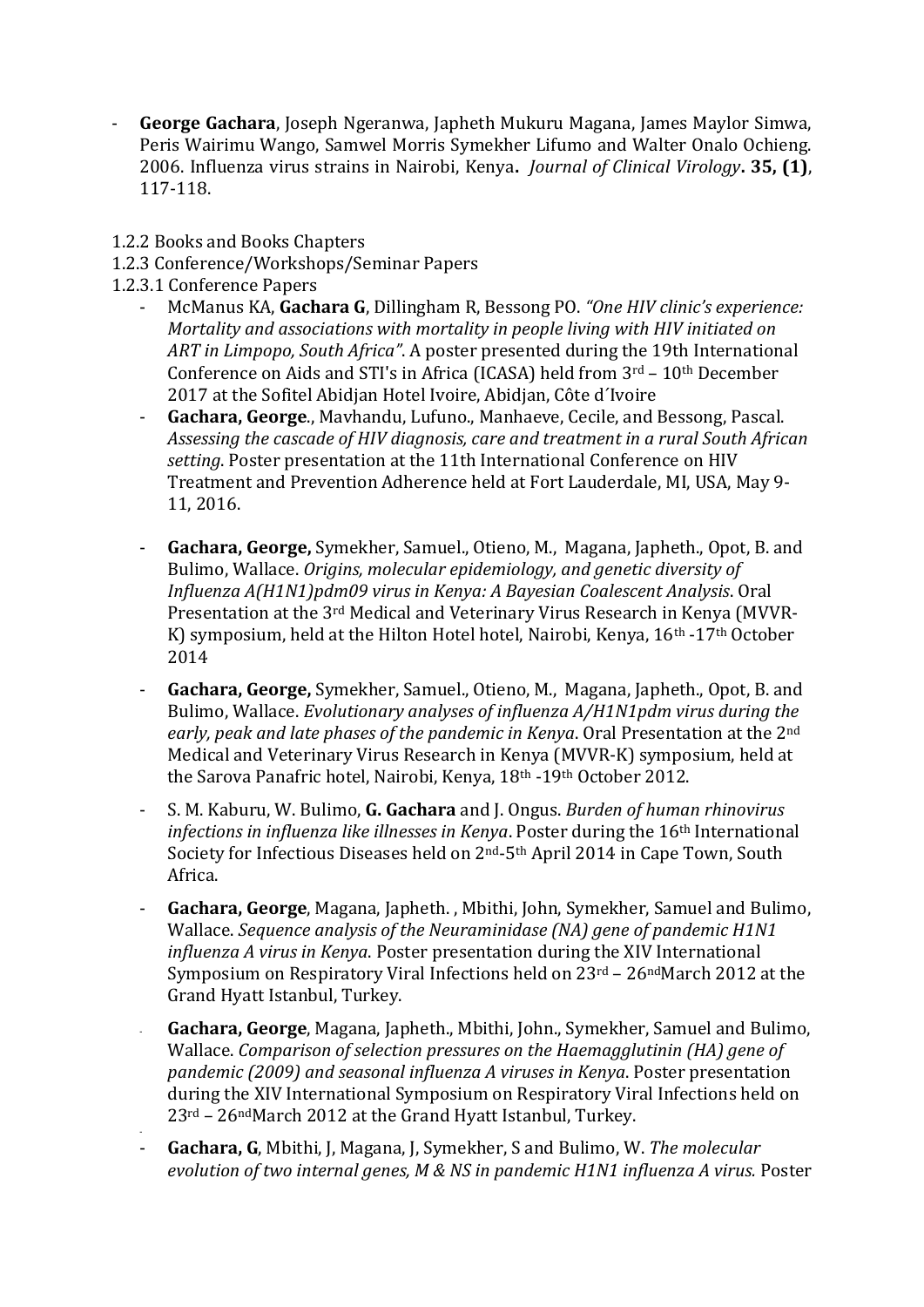- **George Gachara**, Joseph Ngeranwa, Japheth Mukuru Magana, James Maylor Simwa, Peris Wairimu Wango, Samwel Morris Symekher Lifumo and Walter Onalo Ochieng. 2006. Influenza virus strains in Nairobi, Kenya**.** *Journal of Clinical Virology***. 35, (1)**, 117-118.

1.2.2 Books and Books Chapters

1.2.3 Conference/Workshops/Seminar Papers

1.2.3.1 Conference Papers

- McManus KA, **Gachara G**, Dillingham R, Bessong PO. *"One HIV clinic's experience: Mortality and associations with mortality in people living with HIV initiated on ART in Limpopo, South Africa"*. A poster presented during the 19th International Conference on Aids and STI's in Africa (ICASA) held from 3rd – 10th December 2017 at the Sofitel Abidjan Hotel Ivoire, Abidjan, Côte d´Ivoire
- **Gachara, George**., Mavhandu, Lufuno., Manhaeve, Cecile, and Bessong, Pascal. *Assessing the cascade of HIV diagnosis, care and treatment in a rural South African setting*. Poster presentation at the 11th International Conference on HIV Treatment and Prevention Adherence held at Fort Lauderdale, MI, USA, May 9-11, 2016.
- **Gachara, George,** Symekher, Samuel., Otieno, M., Magana, Japheth., Opot, B. and Bulimo, Wallace. *Origins, molecular epidemiology, and genetic diversity of Influenza A(H1N1)pdm09 virus in Kenya: A Bayesian Coalescent Analysis*. Oral Presentation at the 3rd Medical and Veterinary Virus Research in Kenya (MVVR-K) symposium, held at the Hilton Hotel hotel, Nairobi, Kenya, 16th -17th October 2014
- **Gachara, George,** Symekher, Samuel., Otieno, M., Magana, Japheth., Opot, B. and Bulimo, Wallace. *Evolutionary analyses of influenza A/H1N1pdm virus during the early, peak and late phases of the pandemic in Kenya*. Oral Presentation at the 2nd Medical and Veterinary Virus Research in Kenya (MVVR-K) symposium, held at the Sarova Panafric hotel, Nairobi, Kenya, 18th -19th October 2012.
- S. M. Kaburu, W. Bulimo, **G. Gachara** and J. Ongus. *Burden of human rhinovirus infections in influenza like illnesses in Kenya*. Poster during the 16th International Society for Infectious Diseases held on 2nd-5th April 2014 in Cape Town, South Africa.
- **Gachara, George**, Magana, Japheth. , Mbithi, John, Symekher, Samuel and Bulimo, Wallace. *Sequence analysis of the Neuraminidase (NA) gene of pandemic H1N1 influenza A virus in Kenya*. Poster presentation during the XIV International Symposium on Respiratory Viral Infections held on 23rd – 26ndMarch 2012 at the Grand Hyatt Istanbul, Turkey.
- **Gachara, George**, Magana, Japheth., Mbithi, John., Symekher, Samuel and Bulimo, Wallace. *Comparison of selection pressures on the Haemagglutinin (HA) gene of pandemic (2009) and seasonal influenza A viruses in Kenya*. Poster presentation during the XIV International Symposium on Respiratory Viral Infections held on 23rd – 26ndMarch 2012 at the Grand Hyatt Istanbul, Turkey.
- **Gachara, G**, Mbithi, J, Magana, J, Symekher, S and Bulimo, W. *The molecular evolution of two internal genes, M & NS in pandemic H1N1 influenza A virus.* Poster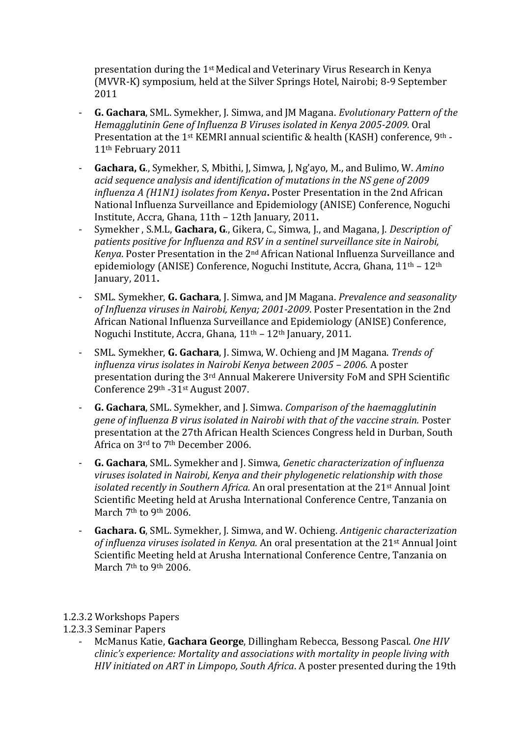presentation during the 1st Medical and Veterinary Virus Research in Kenya (MVVR-K) symposium, held at the Silver Springs Hotel, Nairobi; 8-9 September 2011

- **G. Gachara**, SML. Symekher, J. Simwa, and JM Magana. *Evolutionary Pattern of the Hemagglutinin Gene of Influenza B Viruses isolated in Kenya 2005-2009.* Oral Presentation at the 1st KEMRI annual scientific & health (KASH) conference, 9th - 11th February 2011
- **Gachara, G**., Symekher, S, Mbithi, J, Simwa, J, Ng'ayo, M., and Bulimo, W. *Amino acid sequence analysis and identification of mutations in the NS gene of 2009 influenza A (H1N1) isolates from Kenya***.** Poster Presentation in the 2nd African National Influenza Surveillance and Epidemiology (ANISE) Conference, Noguchi Institute, Accra, Ghana, 11th – 12th January, 2011**.**
- Symekher , S.M.L, **Gachara, G**., Gikera, C., Simwa, J., and Magana, J. *Description of patients positive for Influenza and RSV in a sentinel surveillance site in Nairobi, Kenya*. Poster Presentation in the 2nd African National Influenza Surveillance and epidemiology (ANISE) Conference, Noguchi Institute, Accra, Ghana, 11th – 12th January, 2011**.**
- SML. Symekher, **G. Gachara**, J. Simwa, and JM Magana. *Prevalence and seasonality of Influenza viruses in Nairobi, Kenya; 2001-2009*. Poster Presentation in the 2nd African National Influenza Surveillance and Epidemiology (ANISE) Conference, Noguchi Institute, Accra, Ghana, 11th – 12th January, 2011.
- SML. Symekher, **G. Gachara**, J. Simwa, W. Ochieng and JM Magana. *Trends of influenza virus isolates in Nairobi Kenya between 2005 – 2006.* A poster presentation during the 3rd Annual Makerere University FoM and SPH Scientific Conference 29th -31st August 2007.
- **G. Gachara**, SML. Symekher, and J. Simwa. *Comparison of the haemagglutinin gene of influenza B virus isolated in Nairobi with that of the vaccine strain.* Poster presentation at the 27th African Health Sciences Congress held in Durban, South Africa on 3rd to 7th December 2006.
- **G. Gachara**, SML. Symekher and J. Simwa, *Genetic characterization of influenza viruses isolated in Nairobi, Kenya and their phylogenetic relationship with those isolated recently in Southern Africa.* An oral presentation at the 21st Annual Joint Scientific Meeting held at Arusha International Conference Centre, Tanzania on March 7th to 9th 2006.
- **Gachara. G**, SML. Symekher, J. Simwa, and W. Ochieng. *Antigenic characterization of influenza viruses isolated in Kenya.* An oral presentation at the 21st Annual Joint Scientific Meeting held at Arusha International Conference Centre, Tanzania on March 7th to 9th 2006.

1.2.3.2 Workshops Papers

1.2.3.3 Seminar Papers

- McManus Katie, **Gachara George**, Dillingham Rebecca, Bessong Pascal. *One HIV clinic's experience: Mortality and associations with mortality in people living with HIV initiated on ART in Limpopo, South Africa*. A poster presented during the 19th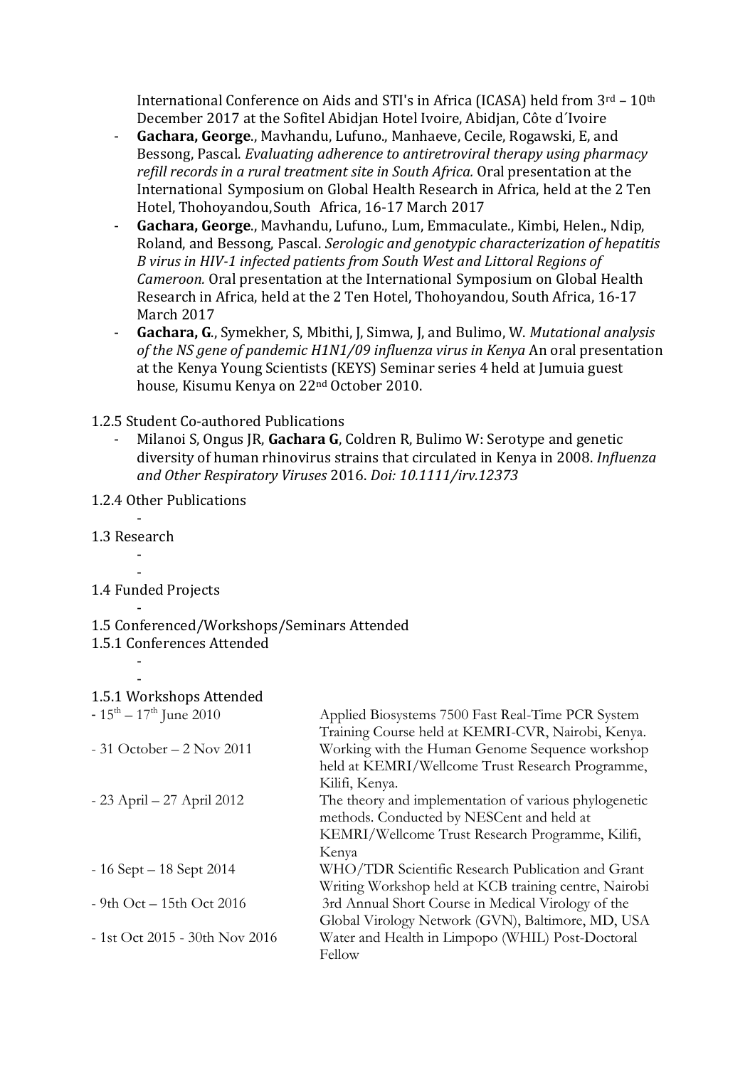International Conference on Aids and STI's in Africa (ICASA) held from 3rd – 10th December 2017 at the Sofitel Abidjan Hotel Ivoire, Abidjan, Côte d´Ivoire

- **Gachara, George**., Mavhandu, Lufuno., Manhaeve, Cecile, Rogawski, E, and Bessong, Pascal. *Evaluating adherence to antiretroviral therapy using pharmacy refill records in a rural treatment site in South Africa.* Oral presentation at the International Symposium on Global Health Research in Africa, held at the 2 Ten Hotel, Thohoyandou, South Africa, 16-17 March 2017
- **Gachara, George**., Mavhandu, Lufuno., Lum, Emmaculate., Kimbi, Helen., Ndip, Roland, and Bessong, Pascal. *Serologic and genotypic characterization of hepatitis B virus in HIV-1 infected patients from South West and Littoral Regions of Cameroon.* Oral presentation at the International Symposium on Global Health Research in Africa, held at the 2 Ten Hotel, Thohoyandou, South Africa, 16-17 March 2017
- **Gachara, G**., Symekher, S, Mbithi, J, Simwa, J, and Bulimo, W. *Mutational analysis of the NS gene of pandemic H1N1/09 influenza virus in Kenya* An oral presentation at the Kenya Young Scientists (KEYS) Seminar series 4 held at Jumuia guest house, Kisumu Kenya on 22nd October 2010.

1.2.5 Student Co-authored Publications

- Milanoi S, Ongus JR, **Gachara G**, Coldren R, Bulimo W: Serotype and genetic diversity of human rhinovirus strains that circulated in Kenya in 2008. *Influenza and Other Respiratory Viruses* 2016. *Doi: 10.1111/irv.12373*

1.2.4 Other Publications

-

1.3 Research

-
-

1.4 Funded Projects

-

1.5 Conferenced/Workshops/Seminars Attended

1.5.1 Conferences Attended

-
-

1.5.1 Workshops Attended

| | |
|---|---|
| - 15th – 17th June 2010 | Applied Biosystems 7500 Fast Real-Time PCR System Training Course held at KEMRI-CVR, Nairobi, Kenya. |
| - 31 October – 2 Nov 2011 | Working with the Human Genome Sequence workshop held at KEMRI/Wellcome Trust Research Programme, Kilifi, Kenya. |
| - 23 April – 27 April 2012 | The theory and implementation of various phylogenetic methods. Conducted by NESCent and held at KEMRI/Wellcome Trust Research Programme, Kilifi, Kenya |
| - 16 Sept – 18 Sept 2014 | WHO/TDR Scientific Research Publication and Grant Writing Workshop held at KCB training centre, Nairobi |
| - 9th Oct – 15th Oct 2016 | 3rd Annual Short Course in Medical Virology of the Global Virology Network (GVN), Baltimore, MD, USA |
| - 1st Oct 2015 - 30th Nov 2016 | Water and Health in Limpopo (WHIL) Post-Doctoral Fellow |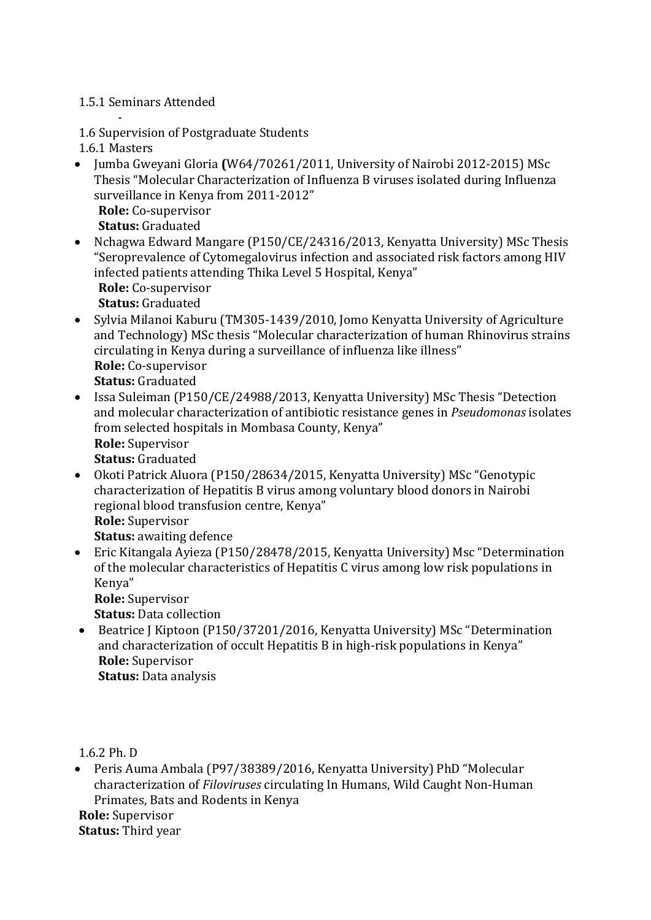1.5.1 Seminars Attended

-

1.6 Supervision of Postgraduate Students

1.6.1 Masters

- Jumba Gweyani Gloria **(**W64/70261/2011, University of Nairobi 2012-2015) MSc Thesis "Molecular Characterization of Influenza B viruses isolated during Influenza surveillance in Kenya from 2011-2012"
  **Role:** Co-supervisor
  **Status:** Graduated
- Nchagwa Edward Mangare (P150/CE/24316/2013, Kenyatta University) MSc Thesis "Seroprevalence of Cytomegalovirus infection and associated risk factors among HIV infected patients attending Thika Level 5 Hospital, Kenya"
  **Role:** Co-supervisor
  **Status:** Graduated
- Sylvia Milanoi Kaburu (TM305-1439/2010, Jomo Kenyatta University of Agriculture and Technology) MSc thesis "Molecular characterization of human Rhinovirus strains circulating in Kenya during a surveillance of influenza like illness"
  **Role:** Co-supervisor
  **Status:** Graduated
- Issa Suleiman (P150/CE/24988/2013, Kenyatta University) MSc Thesis "Detection and molecular characterization of antibiotic resistance genes in *Pseudomonas* isolates from selected hospitals in Mombasa County, Kenya"
  **Role:** Supervisor
  **Status:** Graduated
- Okoti Patrick Aluora (P150/28634/2015, Kenyatta University) MSc "Genotypic characterization of Hepatitis B virus among voluntary blood donors in Nairobi regional blood transfusion centre, Kenya"
  **Role:** Supervisor
  **Status:** awaiting defence
- Eric Kitangala Ayieza (P150/28478/2015, Kenyatta University) Msc "Determination of the molecular characteristics of Hepatitis C virus among low risk populations in Kenya"
  **Role:** Supervisor
  **Status:** Data collection
- Beatrice J Kiptoon (P150/37201/2016, Kenyatta University) MSc "Determination and characterization of occult Hepatitis B in high-risk populations in Kenya"
  **Role:** Supervisor
  **Status:** Data analysis

1.6.2 Ph. D

- Peris Auma Ambala (P97/38389/2016, Kenyatta University) PhD "Molecular characterization of *Filoviruses* circulating In Humans, Wild Caught Non-Human Primates, Bats and Rodents in Kenya

**Role:** Supervisor
**Status:** Third year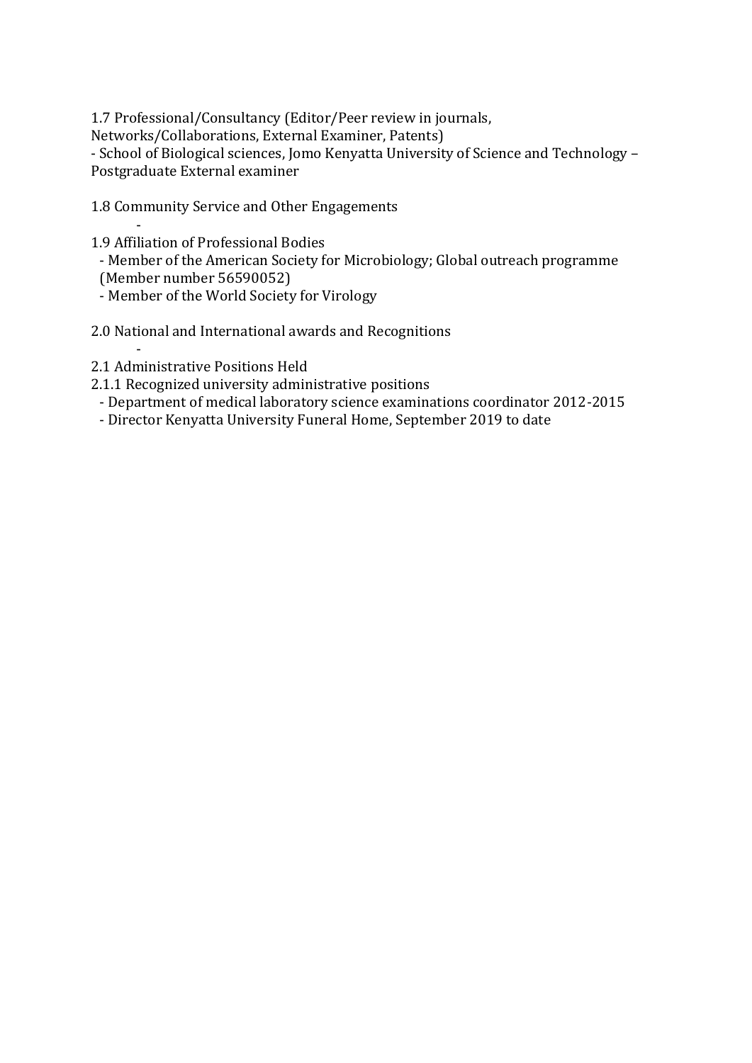1.7 Professional/Consultancy (Editor/Peer review in journals, Networks/Collaborations, External Examiner, Patents)

- School of Biological sciences, Jomo Kenyatta University of Science and Technology – Postgraduate External examiner

1.8 Community Service and Other Engagements

-

1.9 Affiliation of Professional Bodies

- Member of the American Society for Microbiology; Global outreach programme (Member number 56590052)
- Member of the World Society for Virology

2.0 National and International awards and Recognitions

-

2.1 Administrative Positions Held

2.1.1 Recognized university administrative positions

- Department of medical laboratory science examinations coordinator 2012-2015
- Director Kenyatta University Funeral Home, September 2019 to date